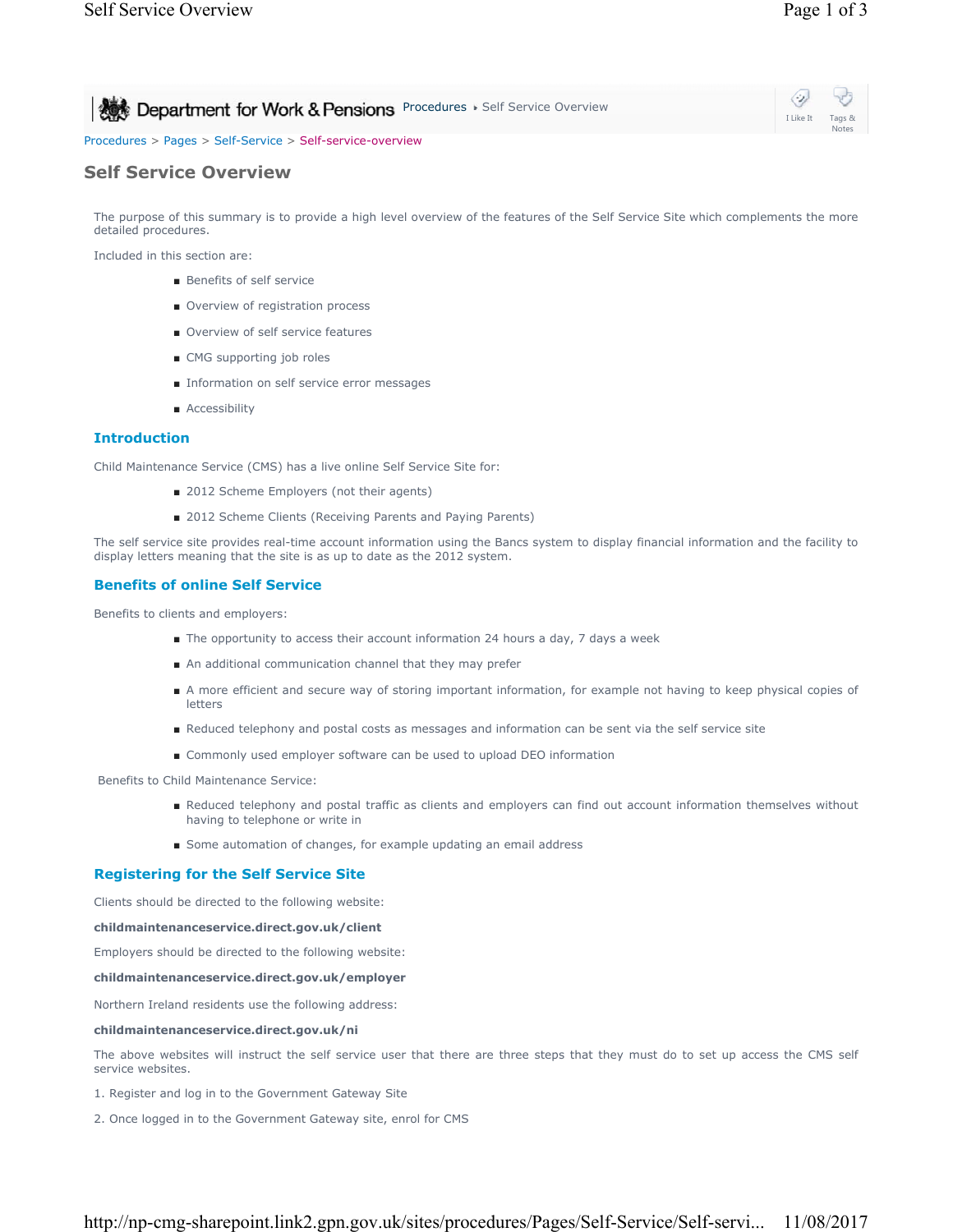Procedures > Pages > Self-Service > Self-service-overview

# Self Service Overview

The purpose of this summary is to provide a high level overview of the features of the Self Service Site which complements the more detailed procedures.

Included in this section are:

- Benefits of self service
- Overview of registration process
- Overview of self service features
- CMG supporting job roles
- Information on self service error messages
- Accessibility

## Introduction

Child Maintenance Service (CMS) has a live online Self Service Site for:

- 2012 Scheme Employers (not their agents)
- 2012 Scheme Clients (Receiving Parents and Paying Parents)

The self service site provides real-time account information using the Bancs system to display financial information and the facility to display letters meaning that the site is as up to date as the 2012 system.

## Benefits of online Self Service

Benefits to clients and employers:

- The opportunity to access their account information 24 hours a day, 7 days a week
- An additional communication channel that they may prefer
- A more efficient and secure way of storing important information, for example not having to keep physical copies of letters
- Reduced telephony and postal costs as messages and information can be sent via the self service site
- Commonly used employer software can be used to upload DEO information

Benefits to Child Maintenance Service:

- Reduced telephony and postal traffic as clients and employers can find out account information themselves without having to telephone or write in
- Some automation of changes, for example updating an email address

## Registering for the Self Service Site

Clients should be directed to the following website:

**childmaintenanceservice.direct.gov.uk/client**

Employers should be directed to the following website:

**childmaintenanceservice.direct.gov.uk/employer**

Northern Ireland residents use the following address:

**childmaintenanceservice.direct.gov.uk/ni**

The above websites will instruct the self service user that there are three steps that they must do to set up access the CMS self service websites.

1. Register and log in to the Government Gateway Site
2. Once logged in to the Government Gateway site, enrol for CMS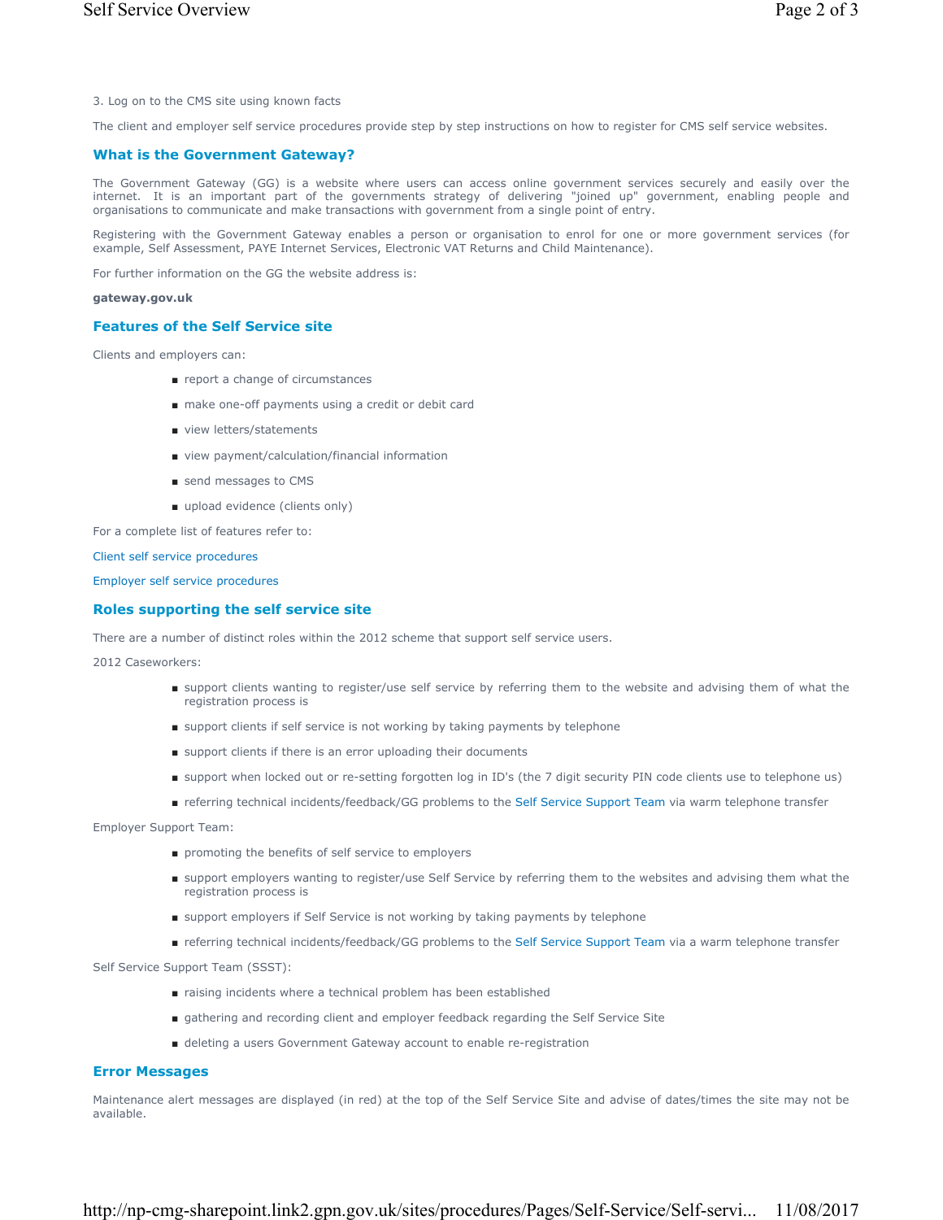3. Log on to the CMS site using known facts

The client and employer self service procedures provide step by step instructions on how to register for CMS self service websites.

## What is the Government Gateway?

The Government Gateway (GG) is a website where users can access online government services securely and easily over the internet. It is an important part of the governments strategy of delivering "joined up" government, enabling people and organisations to communicate and make transactions with government from a single point of entry.

Registering with the Government Gateway enables a person or organisation to enrol for one or more government services (for example, Self Assessment, PAYE Internet Services, Electronic VAT Returns and Child Maintenance).

For further information on the GG the website address is:

**gateway.gov.uk**

## Features of the Self Service site

Clients and employers can:

- report a change of circumstances
- make one-off payments using a credit or debit card
- view letters/statements
- view payment/calculation/financial information
- send messages to CMS
- upload evidence (clients only)

For a complete list of features refer to:

Client self service procedures

Employer self service procedures

## Roles supporting the self service site

There are a number of distinct roles within the 2012 scheme that support self service users.

2012 Caseworkers:

- support clients wanting to register/use self service by referring them to the website and advising them of what the registration process is
- support clients if self service is not working by taking payments by telephone
- support clients if there is an error uploading their documents
- support when locked out or re-setting forgotten log in ID's (the 7 digit security PIN code clients use to telephone us)
- referring technical incidents/feedback/GG problems to the Self Service Support Team via warm telephone transfer

Employer Support Team:

- promoting the benefits of self service to employers
- support employers wanting to register/use Self Service by referring them to the websites and advising them what the registration process is
- support employers if Self Service is not working by taking payments by telephone
- referring technical incidents/feedback/GG problems to the Self Service Support Team via a warm telephone transfer

Self Service Support Team (SSST):

- raising incidents where a technical problem has been established
- gathering and recording client and employer feedback regarding the Self Service Site
- deleting a users Government Gateway account to enable re-registration

## Error Messages

Maintenance alert messages are displayed (in red) at the top of the Self Service Site and advise of dates/times the site may not be available.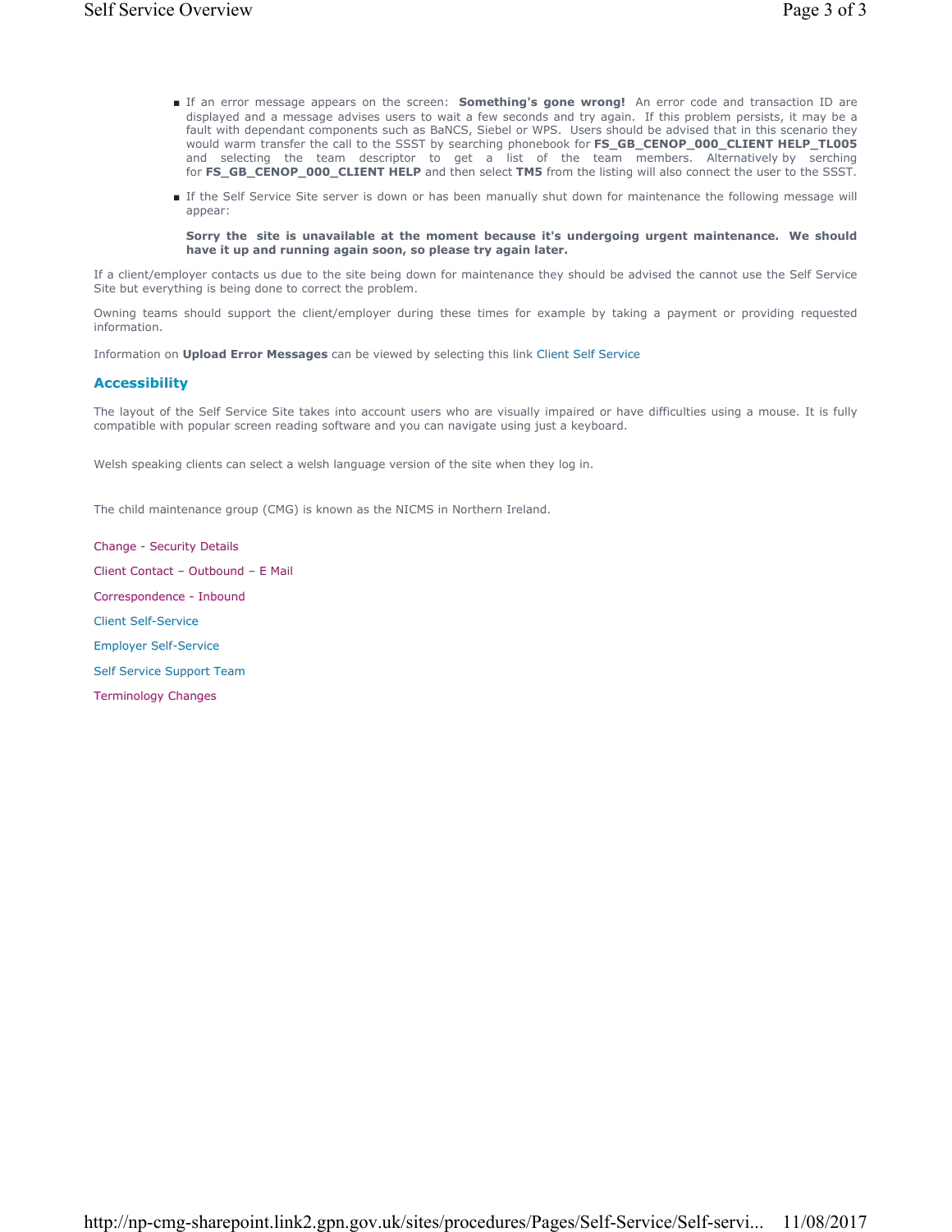- If an error message appears on the screen: **Something's gone wrong!** An error code and transaction ID are displayed and a message advises users to wait a few seconds and try again. If this problem persists, it may be a fault with dependant components such as BaNCS, Siebel or WPS. Users should be advised that in this scenario they would warm transfer the call to the SSST by searching phonebook for **FS_GB_CENOP_000_CLIENT HELP_TL005** and selecting the team descriptor to get a list of the team members. Alternatively by serching for **FS_GB_CENOP_000_CLIENT HELP** and then select **TM5** from the listing will also connect the user to the SSST.
- If the Self Service Site server is down or has been manually shut down for maintenance the following message will appear:

  **Sorry the site is unavailable at the moment because it's undergoing urgent maintenance. We should have it up and running again soon, so please try again later.**

If a client/employer contacts us due to the site being down for maintenance they should be advised the cannot use the Self Service Site but everything is being done to correct the problem.

Owning teams should support the client/employer during these times for example by taking a payment or providing requested information.

Information on **Upload Error Messages** can be viewed by selecting this link Client Self Service

## Accessibility

The layout of the Self Service Site takes into account users who are visually impaired or have difficulties using a mouse. It is fully compatible with popular screen reading software and you can navigate using just a keyboard.

Welsh speaking clients can select a welsh language version of the site when they log in.

The child maintenance group (CMG) is known as the NICMS in Northern Ireland.

Change - Security Details

Client Contact – Outbound – E Mail

Correspondence - Inbound

Client Self-Service

Employer Self-Service

Self Service Support Team

Terminology Changes